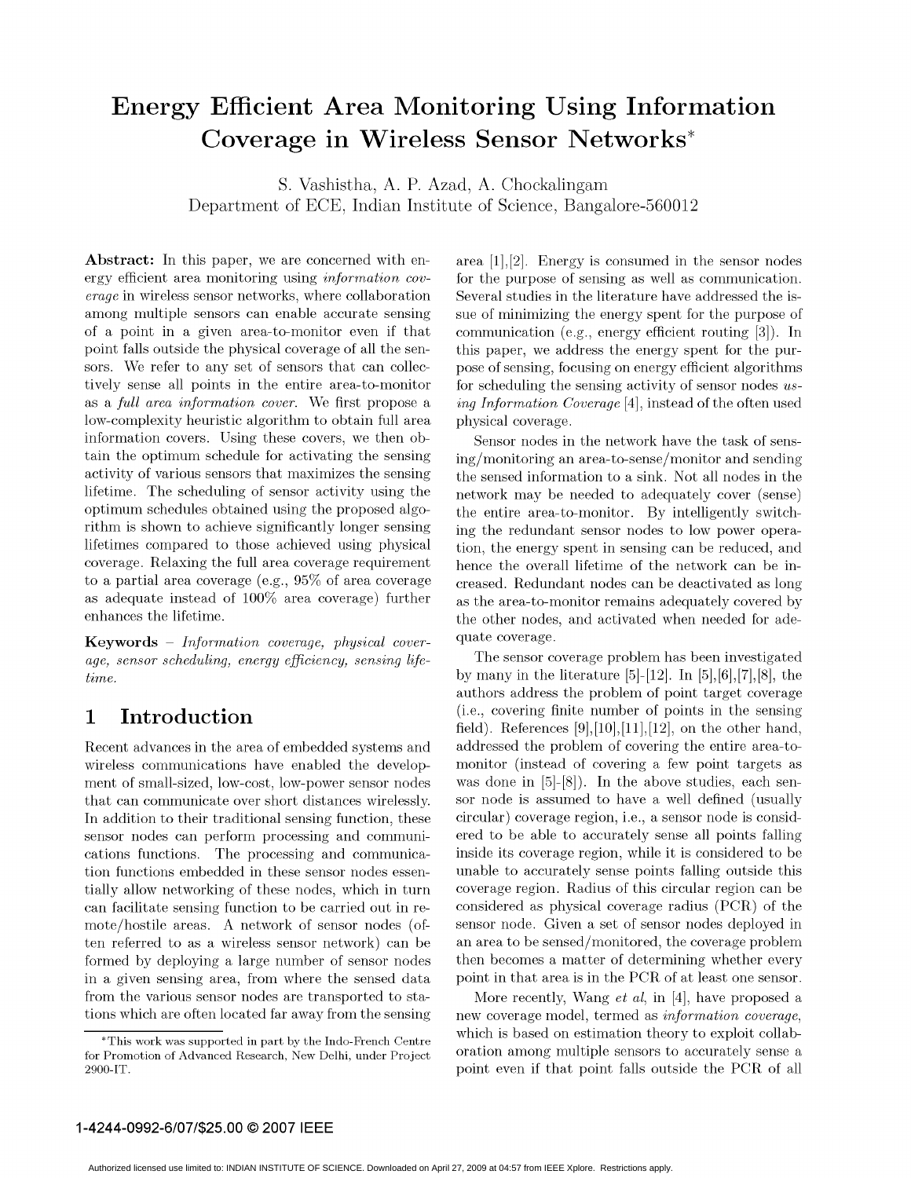# Energy Efficient Area Monitoring Using Information Coverage in Wireless Sensor Networks*

S. Vashistha, A. P. Azad, A. Chockalingam
Department of ECE, Indian Institute of Science, Bangalore-560012

**Abstract:** In this paper, we are concerned with energy efficient area monitoring using *information coverage* in wireless sensor networks, where collaboration among multiple sensors can enable accurate sensing of a point in a given area-to-monitor even if that point falls outside the physical coverage of all the sensors. We refer to any set of sensors that can collectively sense all points in the entire area-to-monitor as a *full area information cover*. We first propose a low-complexity heuristic algorithm to obtain full area information covers. Using these covers, we then obtain the optimum schedule for activating the sensing activity of various sensors that maximizes the sensing lifetime. The scheduling of sensor activity using the optimum schedules obtained using the proposed algorithm is shown to achieve significantly longer sensing lifetimes compared to those achieved using physical coverage. Relaxing the full area coverage requirement to a partial area coverage (e.g., 95% of area coverage as adequate instead of 100% area coverage) further enhances the lifetime.

**Keywords** – *Information coverage, physical coverage, sensor scheduling, energy efficiency, sensing lifetime.*

## 1 Introduction

Recent advances in the area of embedded systems and wireless communications have enabled the development of small-sized, low-cost, low-power sensor nodes that can communicate over short distances wirelessly. In addition to their traditional sensing function, these sensor nodes can perform processing and communications functions. The processing and communication functions embedded in these sensor nodes essentially allow networking of these nodes, which in turn can facilitate sensing function to be carried out in remote/hostile areas. A network of sensor nodes (often referred to as a wireless sensor network) can be formed by deploying a large number of sensor nodes in a given sensing area, from where the sensed data from the various sensor nodes are transported to stations which are often located far away from the sensing area [1],[2]. Energy is consumed in the sensor nodes for the purpose of sensing as well as communication. Several studies in the literature have addressed the issue of minimizing the energy spent for the purpose of communication (e.g., energy efficient routing [3]). In this paper, we address the energy spent for the purpose of sensing, focusing on energy efficient algorithms for scheduling the sensing activity of sensor nodes *using Information Coverage* [4], instead of the often used physical coverage.

Sensor nodes in the network have the task of sensing/monitoring an area-to-sense/monitor and sending the sensed information to a sink. Not all nodes in the network may be needed to adequately cover (sense) the entire area-to-monitor. By intelligently switching the redundant sensor nodes to low power operation, the energy spent in sensing can be reduced, and hence the overall lifetime of the network can be increased. Redundant nodes can be deactivated as long as the area-to-monitor remains adequately covered by the other nodes, and activated when needed for adequate coverage.

The sensor coverage problem has been investigated by many in the literature [5]-[12]. In [5],[6],[7],[8], the authors address the problem of point target coverage (i.e., covering finite number of points in the sensing field). References [9],[10],[11],[12], on the other hand, addressed the problem of covering the entire area-to-monitor (instead of covering a few point targets as was done in [5]-[8]). In the above studies, each sensor node is assumed to have a well defined (usually circular) coverage region, i.e., a sensor node is considered to be able to accurately sense all points falling inside its coverage region, while it is considered to be unable to accurately sense points falling outside this coverage region. Radius of this circular region can be considered as physical coverage radius (PCR) of the sensor node. Given a set of sensor nodes deployed in an area to be sensed/monitored, the coverage problem then becomes a matter of determining whether every point in that area is in the PCR of at least one sensor.

More recently, Wang *et al*, in [4], have proposed a new coverage model, termed as *information coverage*, which is based on estimation theory to exploit collaboration among multiple sensors to accurately sense a point even if that point falls outside the PCR of all

*This work was supported in part by the Indo-French Centre for Promotion of Advanced Research, New Delhi, under Project 2900-IT.

1-4244-0992-6/07/$25.00 © 2007 IEEE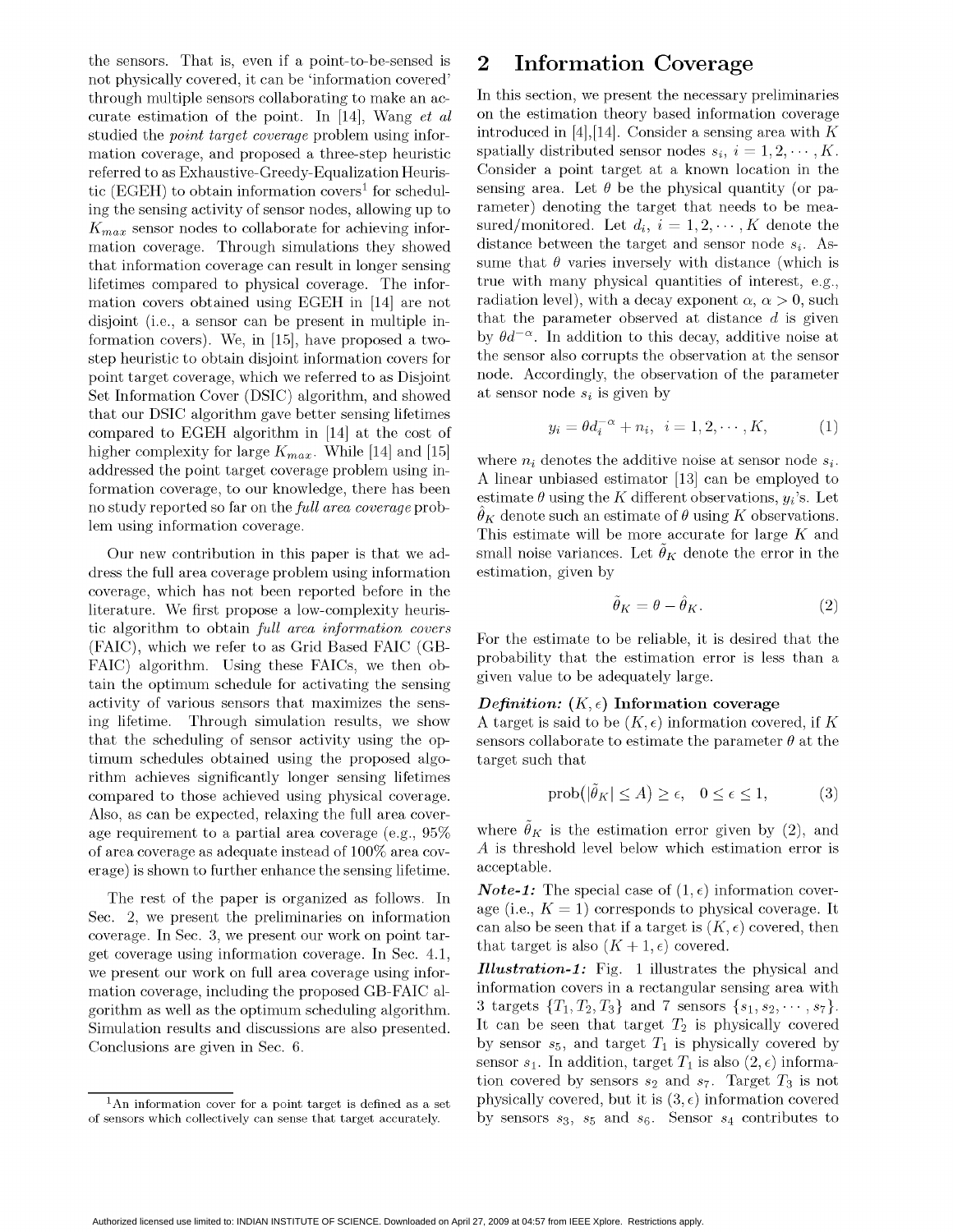the sensors. That is, even if a point-to-be-sensed is not physically covered, it can be 'information covered' through multiple sensors collaborating to make an accurate estimation of the point. In [14], Wang *et al* studied the *point target coverage* problem using information coverage, and proposed a three-step heuristic referred to as Exhaustive-Greedy-Equalization Heuristic (EGEH) to obtain information covers[1] for scheduling the sensing activity of sensor nodes, allowing up to $K_{max}$ sensor nodes to collaborate for achieving information coverage. Through simulations they showed that information coverage can result in longer sensing lifetimes compared to physical coverage. The information covers obtained using EGEH in [14] are not disjoint (i.e., a sensor can be present in multiple information covers). We, in [15], have proposed a two-step heuristic to obtain disjoint information covers for point target coverage, which we referred to as Disjoint Set Information Cover (DSIC) algorithm, and showed that our DSIC algorithm gave better sensing lifetimes compared to EGEH algorithm in [14] at the cost of higher complexity for large $K_{max}$. While [14] and [15] addressed the point target coverage problem using information coverage, to our knowledge, there has been no study reported so far on the *full area coverage* problem using information coverage.

Our new contribution in this paper is that we address the full area coverage problem using information coverage, which has not been reported before in the literature. We first propose a low-complexity heuristic algorithm to obtain *full area information covers* (FAIC), which we refer to as Grid Based FAIC (GB-FAIC) algorithm. Using these FAICs, we then obtain the optimum schedule for activating the sensing activity of various sensors that maximizes the sensing lifetime. Through simulation results, we show that the scheduling of sensor activity using the optimum schedules obtained using the proposed algorithm achieves significantly longer sensing lifetimes compared to those achieved using physical coverage. Also, as can be expected, relaxing the full area coverage requirement to a partial area coverage (e.g., 95% of area coverage as adequate instead of 100% area coverage) is shown to further enhance the sensing lifetime.

The rest of the paper is organized as follows. In Sec. 2, we present the preliminaries on information coverage. In Sec. 3, we present our work on point target coverage using information coverage. In Sec. 4.1, we present our work on full area coverage using information coverage, including the proposed GB-FAIC algorithm as well as the optimum scheduling algorithm. Simulation results and discussions are also presented. Conclusions are given in Sec. 6.

[1] An information cover for a point target is defined as a set of sensors which collectively can sense that target accurately.

# 2 Information Coverage

In this section, we present the necessary preliminaries on the estimation theory based information coverage introduced in [4],[14]. Consider a sensing area with $K$ spatially distributed sensor nodes $s_i$, $i = 1, 2, \cdots, K$. Consider a point target at a known location in the sensing area. Let $\theta$ be the physical quantity (or parameter) denoting the target that needs to be measured/monitored. Let $d_i$, $i = 1, 2, \cdots, K$ denote the distance between the target and sensor node $s_i$. Assume that $\theta$ varies inversely with distance (which is true with many physical quantities of interest, e.g., radiation level), with a decay exponent $\alpha$, $\alpha > 0$, such that the parameter observed at distance $d$ is given by $\theta d^{-\alpha}$. In addition to this decay, additive noise at the sensor also corrupts the observation at the sensor node. Accordingly, the observation of the parameter at sensor node $s_i$ is given by

$$y_i = \theta d_i^{-\alpha} + n_i, \quad i = 1, 2, \cdots, K, \tag{1}$$

where $n_i$ denotes the additive noise at sensor node $s_i$. A linear unbiased estimator [13] can be employed to estimate $\theta$ using the $K$ different observations, $y_i$'s. Let $\hat{\theta}_K$ denote such an estimate of $\theta$ using $K$ observations. This estimate will be more accurate for large $K$ and small noise variances. Let $\tilde{\theta}_K$ denote the error in the estimation, given by

$$\tilde{\theta}_K = \theta - \hat{\theta}_K. \tag{2}$$

For the estimate to be reliable, it is desired that the probability that the estimation error is less than a given value to be adequately large.

***Definition:* $(K, \epsilon)$ Information coverage**
A target is said to be $(K, \epsilon)$ information covered, if $K$ sensors collaborate to estimate the parameter $\theta$ at the target such that

$$\text{prob}(|\tilde{\theta}_K| \leq A) \geq \epsilon, \quad 0 \leq \epsilon \leq 1, \tag{3}$$

where $\tilde{\theta}_K$ is the estimation error given by (2), and $A$ is threshold level below which estimation error is acceptable.

***Note-1:*** The special case of $(1, \epsilon)$ information coverage (i.e., $K = 1$) corresponds to physical coverage. It can also be seen that if a target is $(K, \epsilon)$ covered, then that target is also $(K + 1, \epsilon)$ covered.

***Illustration-1:*** Fig. 1 illustrates the physical and information covers in a rectangular sensing area with 3 targets $\{T_1, T_2, T_3\}$ and 7 sensors $\{s_1, s_2, \cdots, s_7\}$. It can be seen that target $T_2$ is physically covered by sensor $s_5$, and target $T_1$ is physically covered by sensor $s_1$. In addition, target $T_1$ is also $(2, \epsilon)$ information covered by sensors $s_2$ and $s_7$. Target $T_3$ is not physically covered, but it is $(3, \epsilon)$ information covered by sensors $s_3$, $s_5$ and $s_6$. Sensor $s_4$ contributes to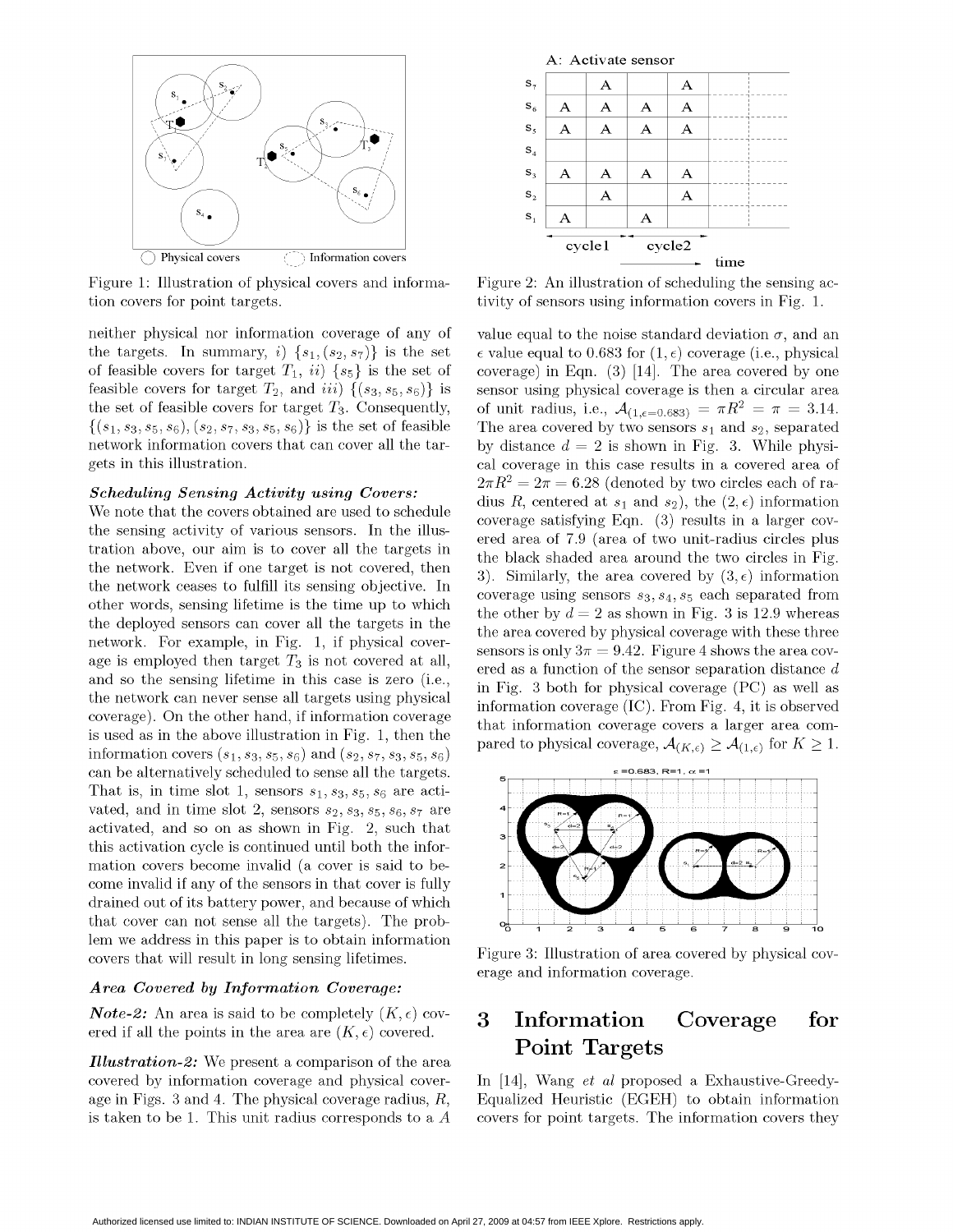Figure 1: Illustration of physical covers and information covers for point targets.

Figure 2: An illustration of scheduling the sensing activity of sensors using information covers in Fig. 1.

neither physical nor information coverage of any of the targets. In summary, *i)* $\{s_1, (s_2, s_7)\}$ is the set of feasible covers for target $T_1$, *ii)* $\{s_5\}$ is the set of feasible covers for target $T_2$, and *iii)* $\{(s_3, s_5, s_6)\}$ is the set of feasible covers for target $T_3$. Consequently, $\{(s_1, s_3, s_5, s_6), (s_2, s_7, s_3, s_5, s_6)\}$ is the set of feasible network information covers that can cover all the targets in this illustration.

***Scheduling Sensing Activity using Covers:***
We note that the covers obtained are used to schedule the sensing activity of various sensors. In the illustration above, our aim is to cover all the targets in the network. Even if one target is not covered, then the network ceases to fulfill its sensing objective. In other words, sensing lifetime is the time up to which the deployed sensors can cover all the targets in the network. For example, in Fig. 1, if physical coverage is employed then target $T_3$ is not covered at all, and so the sensing lifetime in this case is zero (i.e., the network can never sense all targets using physical coverage). On the other hand, if information coverage is used as in the above illustration in Fig. 1, then the information covers $(s_1, s_3, s_5, s_6)$ and $(s_2, s_7, s_3, s_5, s_6)$ can be alternatively scheduled to sense all the targets. That is, in time slot 1, sensors $s_1, s_3, s_5, s_6$ are activated, and in time slot 2, sensors $s_2, s_3, s_5, s_6, s_7$ are activated, and so on as shown in Fig. 2, such that this activation cycle is continued until both the information covers become invalid (a cover is said to become invalid if any of the sensors in that cover is fully drained out of its battery power, and because of which that cover can not sense all the targets). The problem we address in this paper is to obtain information covers that will result in long sensing lifetimes.

***Area Covered by Information Coverage:***

***Note-2:*** An area is said to be completely $(K, \epsilon)$ covered if all the points in the area are $(K, \epsilon)$ covered.

***Illustration-2:*** We present a comparison of the area covered by information coverage and physical coverage in Figs. 3 and 4. The physical coverage radius, $R$, is taken to be 1. This unit radius corresponds to a $A$ value equal to the noise standard deviation $\sigma$, and an $\epsilon$ value equal to 0.683 for $(1, \epsilon)$ coverage (i.e., physical coverage) in Eqn. (3) [14]. The area covered by one sensor using physical coverage is then a circular area of unit radius, i.e., $\mathcal{A}_{(1,\epsilon=0.683)} = \pi R^2 = \pi = 3.14$. The area covered by two sensors $s_1$ and $s_2$, separated by distance $d = 2$ is shown in Fig. 3. While physical coverage in this case results in a covered area of $2\pi R^2 = 2\pi = 6.28$ (denoted by two circles each of radius $R$, centered at $s_1$ and $s_2$), the $(2, \epsilon)$ information coverage satisfying Eqn. (3) results in a larger covered area of 7.9 (area of two unit-radius circles plus the black shaded area around the two circles in Fig. 3). Similarly, the area covered by $(3, \epsilon)$ information coverage using sensors $s_3, s_4, s_5$ each separated from the other by $d = 2$ as shown in Fig. 3 is 12.9 whereas the area covered by physical coverage with these three sensors is only $3\pi = 9.42$. Figure 4 shows the area covered as a function of the sensor separation distance $d$ in Fig. 3 both for physical coverage (PC) as well as information coverage (IC). From Fig. 4, it is observed that information coverage covers a larger area compared to physical coverage, $\mathcal{A}_{(K,\epsilon)} \geq \mathcal{A}_{(1,\epsilon)}$ for $K \geq 1$.

Figure 3: Illustration of area covered by physical coverage and information coverage.

# 3 Information Coverage for Point Targets

In [14], Wang *et al* proposed a Exhaustive-Greedy-Equalized Heuristic (EGEH) to obtain information covers for point targets. The information covers they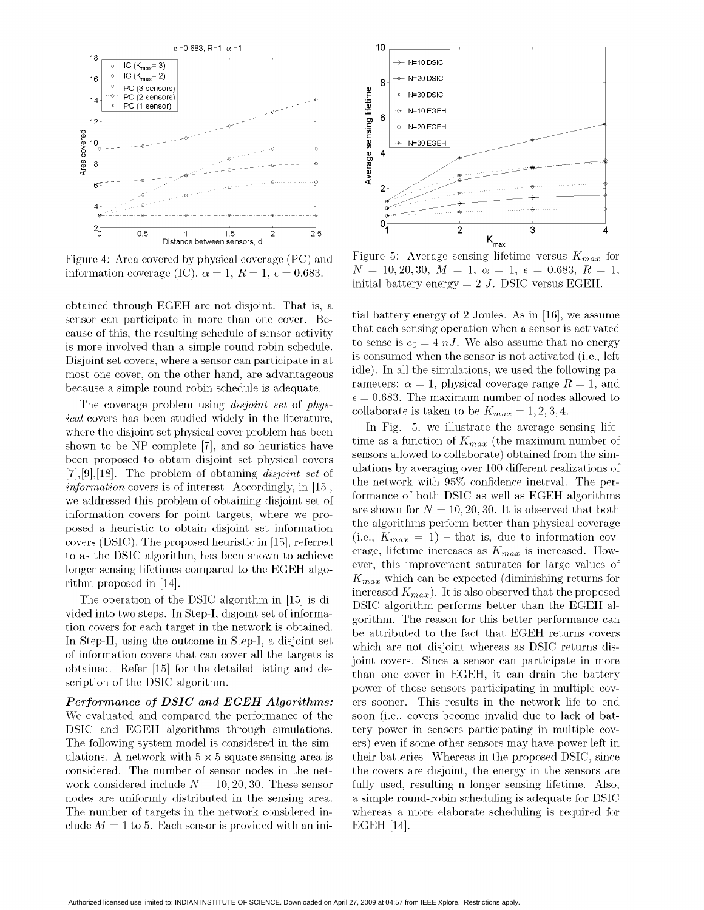Figure 4: Area covered by physical coverage (PC) and information coverage (IC). $\alpha = 1$, $R = 1$, $\epsilon = 0.683$.

Figure 5: Average sensing lifetime versus $K_{max}$ for $N = 10, 20, 30$, $M = 1$, $\alpha = 1$, $\epsilon = 0.683$, $R = 1$, initial battery energy $= 2$ $J$. DSIC versus EGEH.

obtained through EGEH are not disjoint. That is, a sensor can participate in more than one cover. Because of this, the resulting schedule of sensor activity is more involved than a simple round-robin schedule. Disjoint set covers, where a sensor can participate in at most one cover, on the other hand, are advantageous because a simple round-robin schedule is adequate.

The coverage problem using *disjoint set* of *physical* covers has been studied widely in the literature, where the disjoint set physical cover problem has been shown to be NP-complete [7], and so heuristics have been proposed to obtain disjoint set physical covers [7],[9],[18]. The problem of obtaining *disjoint set* of *information* covers is of interest. Accordingly, in [15], we addressed this problem of obtaining disjoint set of information covers for point targets, where we proposed a heuristic to obtain disjoint set information covers (DSIC). The proposed heuristic in [15], referred to as the DSIC algorithm, has been shown to achieve longer sensing lifetimes compared to the EGEH algorithm proposed in [14].

The operation of the DSIC algorithm in [15] is divided into two steps. In Step-I, disjoint set of information covers for each target in the network is obtained. In Step-II, using the outcome in Step-I, a disjoint set of information covers that can cover all the targets is obtained. Refer [15] for the detailed listing and description of the DSIC algorithm.

***Performance of DSIC and EGEH Algorithms:*** We evaluated and compared the performance of the DSIC and EGEH algorithms through simulations. The following system model is considered in the simulations. A network with $5 \times 5$ square sensing area is considered. The number of sensor nodes in the network considered include $N = 10, 20, 30$. These sensor nodes are uniformly distributed in the sensing area. The number of targets in the network considered include $M = 1$ to 5. Each sensor is provided with an initial battery energy of 2 Joules. As in [16], we assume that each sensing operation when a sensor is activated to sense is $e_0 = 4$ $nJ$. We also assume that no energy is consumed when the sensor is not activated (i.e., left idle). In all the simulations, we used the following parameters: $\alpha = 1$, physical coverage range $R = 1$, and $\epsilon = 0.683$. The maximum number of nodes allowed to collaborate is taken to be $K_{max} = 1, 2, 3, 4$.

In Fig. 5, we illustrate the average sensing lifetime as a function of $K_{max}$ (the maximum number of sensors allowed to collaborate) obtained from the simulations by averaging over 100 different realizations of the network with 95% confidence inetrval. The performance of both DSIC as well as EGEH algorithms are shown for $N = 10, 20, 30$. It is observed that both the algorithms perform better than physical coverage (i.e., $K_{max} = 1$) – that is, due to information coverage, lifetime increases as $K_{max}$ is increased. However, this improvement saturates for large values of $K_{max}$ which can be expected (diminishing returns for increased $K_{max}$). It is also observed that the proposed DSIC algorithm performs better than the EGEH algorithm. The reason for this better performance can be attributed to the fact that EGEH returns covers which are not disjoint whereas as DSIC returns disjoint covers. Since a sensor can participate in more than one cover in EGEH, it can drain the battery power of those sensors participating in multiple covers sooner. This results in the network life to end soon (i.e., covers become invalid due to lack of battery power in sensors participating in multiple covers) even if some other sensors may have power left in their batteries. Whereas in the proposed DSIC, since the covers are disjoint, the energy in the sensors are fully used, resulting n longer sensing lifetime. Also, a simple round-robin scheduling is adequate for DSIC whereas a more elaborate scheduling is required for EGEH [14].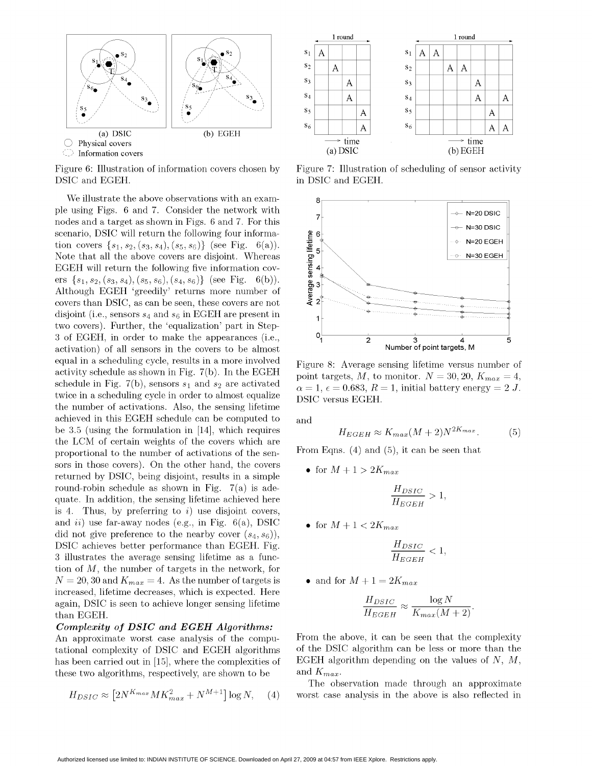Figure 6: Illustration of information covers chosen by DSIC and EGEH.

Figure 7: Illustration of scheduling of sensor activity in DSIC and EGEH.

We illustrate the above observations with an example using Figs. 6 and 7. Consider the network with nodes and a target as shown in Figs. 6 and 7. For this scenario, DSIC will return the following four information covers $\{s_1, s_2, (s_3, s_4), (s_5, s_6)\}$ (see Fig. 6(a)). Note that all the above covers are disjoint. Whereas EGEH will return the following five information covers $\{s_1, s_2, (s_3, s_4), (s_5, s_6), (s_4, s_6)\}$ (see Fig. 6(b)). Although EGEH 'greedily' returns more number of covers than DSIC, as can be seen, these covers are not disjoint (i.e., sensors $s_4$ and $s_6$ in EGEH are present in two covers). Further, the 'equalization' part in Step-3 of EGEH, in order to make the appearances (i.e., activation) of all sensors in the covers to be almost equal in a scheduling cycle, results in a more involved activity schedule as shown in Fig. 7(b). In the EGEH schedule in Fig. 7(b), sensors $s_1$ and $s_2$ are activated twice in a scheduling cycle in order to almost equalize the number of activations. Also, the sensing lifetime achieved in this EGEH schedule can be computed to be 3.5 (using the formulation in [14], which requires the LCM of certain weights of the covers which are proportional to the number of activations of the sensors in those covers). On the other hand, the covers returned by DSIC, being disjoint, results in a simple round-robin schedule as shown in Fig. 7(a) is adequate. In addition, the sensing lifetime achieved here is 4. Thus, by preferring to *i*) use disjoint covers, and *ii*) use far-away nodes (e.g., in Fig. 6(a), DSIC did not give preference to the nearby cover $(s_4, s_6)$), DSIC achieves better performance than EGEH. Fig. 3 illustrates the average sensing lifetime as a function of $M$, the number of targets in the network, for $N = 20, 30$ and $K_{max} = 4$. As the number of targets is increased, lifetime decreases, which is expected. Here again, DSIC is seen to achieve longer sensing lifetime than EGEH.

***Complexity of DSIC and EGEH Algorithms:*** An approximate worst case analysis of the computational complexity of DSIC and EGEH algorithms has been carried out in [15], where the complexities of these two algorithms, respectively, are shown to be

$$H_{DSIC} \approx \left[2N^{K_{max}} M K_{max}^2 + N^{M+1}\right] \log N, \quad (4)$$

Figure 8: Average sensing lifetime versus number of point targets, $M$, to monitor. $N = 30, 20$, $K_{max} = 4$, $\alpha = 1$, $\epsilon = 0.683$, $R = 1$, initial battery energy = 2 $J$. DSIC versus EGEH.

and

$$H_{EGEH} \approx K_{max}(M+2)N^{2K_{max}}. \quad (5)$$

From Eqns. (4) and (5), it can be seen that

- for $M + 1 > 2K_{max}$

$$\frac{H_{DSIC}}{H_{EGEH}} > 1,$$

- for $M + 1 < 2K_{max}$

$$\frac{H_{DSIC}}{H_{EGEH}} < 1,$$

- and for $M + 1 = 2K_{max}$

$$\frac{H_{DSIC}}{H_{EGEH}} \approx \frac{\log N}{K_{max}(M+2)}.$$

From the above, it can be seen that the complexity of the DSIC algorithm can be less or more than the EGEH algorithm depending on the values of $N$, $M$, and $K_{max}$.

The observation made through an approximate worst case analysis in the above is also reflected in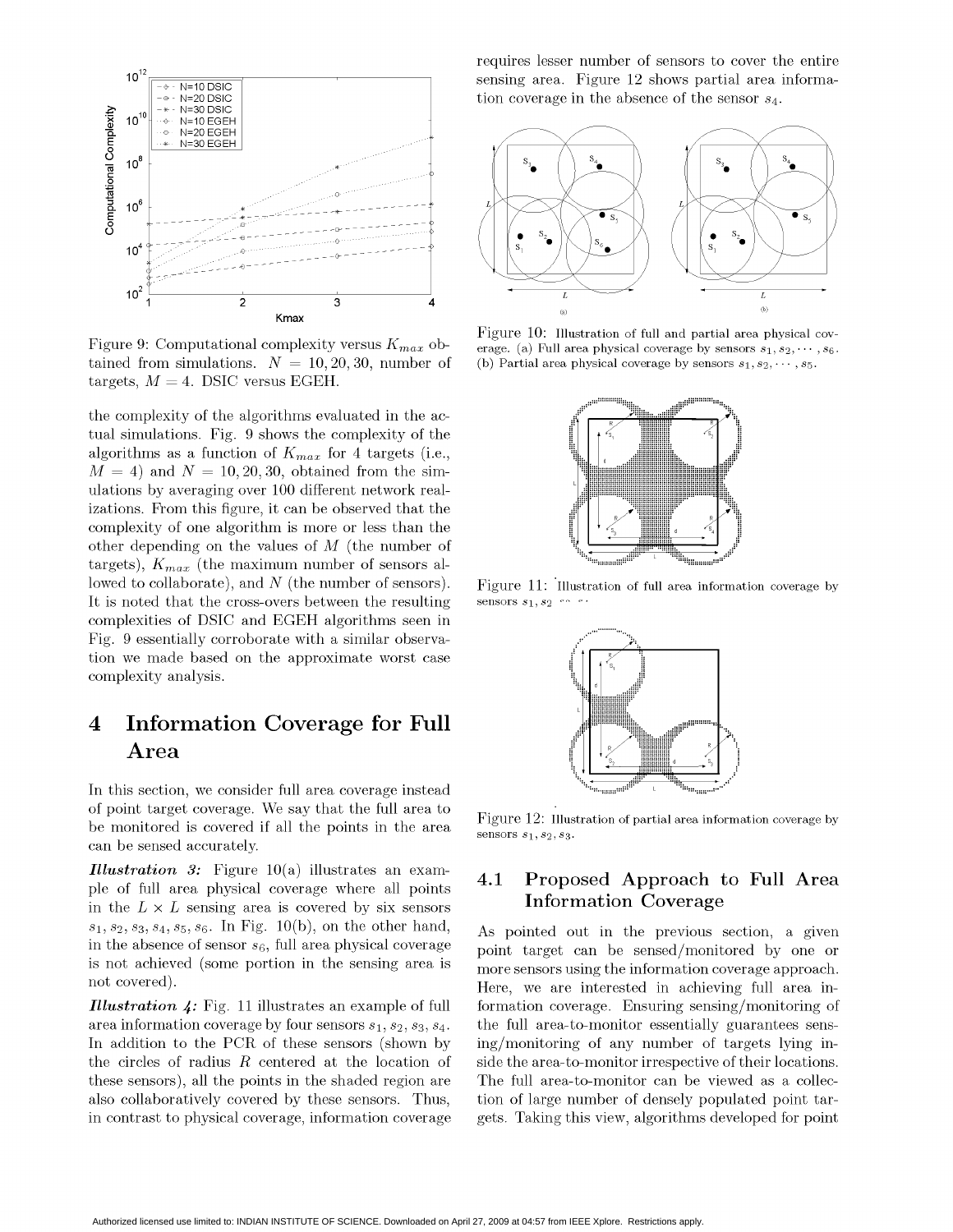Figure 9: Computational complexity versus $K_{max}$ obtained from simulations. $N = 10, 20, 30$, number of targets, $M = 4$. DSIC versus EGEH.

the complexity of the algorithms evaluated in the actual simulations. Fig. 9 shows the complexity of the algorithms as a function of $K_{max}$ for 4 targets (i.e., $M = 4$) and $N = 10, 20, 30$, obtained from the simulations by averaging over 100 different network realizations. From this figure, it can be observed that the complexity of one algorithm is more or less than the other depending on the values of $M$ (the number of targets), $K_{max}$ (the maximum number of sensors allowed to collaborate), and $N$ (the number of sensors). It is noted that the cross-overs between the resulting complexities of DSIC and EGEH algorithms seen in Fig. 9 essentially corroborate with a similar observation we made based on the approximate worst case complexity analysis.

# 4 Information Coverage for Full Area

In this section, we consider full area coverage instead of point target coverage. We say that the full area to be monitored is covered if all the points in the area can be sensed accurately.

***Illustration 3:*** Figure 10(a) illustrates an example of full area physical coverage where all points in the $L \times L$ sensing area is covered by six sensors $s_1, s_2, s_3, s_4, s_5, s_6$. In Fig. 10(b), on the other hand, in the absence of sensor $s_6$, full area physical coverage is not achieved (some portion in the sensing area is not covered).

***Illustration 4:*** Fig. 11 illustrates an example of full area information coverage by four sensors $s_1, s_2, s_3, s_4$. In addition to the PCR of these sensors (shown by the circles of radius $R$ centered at the location of these sensors), all the points in the shaded region are also collaboratively covered by these sensors. Thus, in contrast to physical coverage, information coverage requires lesser number of sensors to cover the entire sensing area. Figure 12 shows partial area information coverage in the absence of the sensor $s_4$.

Figure 10: Illustration of full and partial area physical coverage. (a) Full area physical coverage by sensors $s_1, s_2, \cdots, s_6$. (b) Partial area physical coverage by sensors $s_1, s_2, \cdots, s_5$.

Figure 11: Illustration of full area information coverage by sensors $s_1, s_2, \cdots, s_4$.

Figure 12: Illustration of partial area information coverage by sensors $s_1, s_2, s_3$.

## 4.1 Proposed Approach to Full Area Information Coverage

As pointed out in the previous section, a given point target can be sensed/monitored by one or more sensors using the information coverage approach. Here, we are interested in achieving full area information coverage. Ensuring sensing/monitoring of the full area-to-monitor essentially guarantees sensing/monitoring of any number of targets lying inside the area-to-monitor irrespective of their locations. The full area-to-monitor can be viewed as a collection of large number of densely populated point targets. Taking this view, algorithms developed for point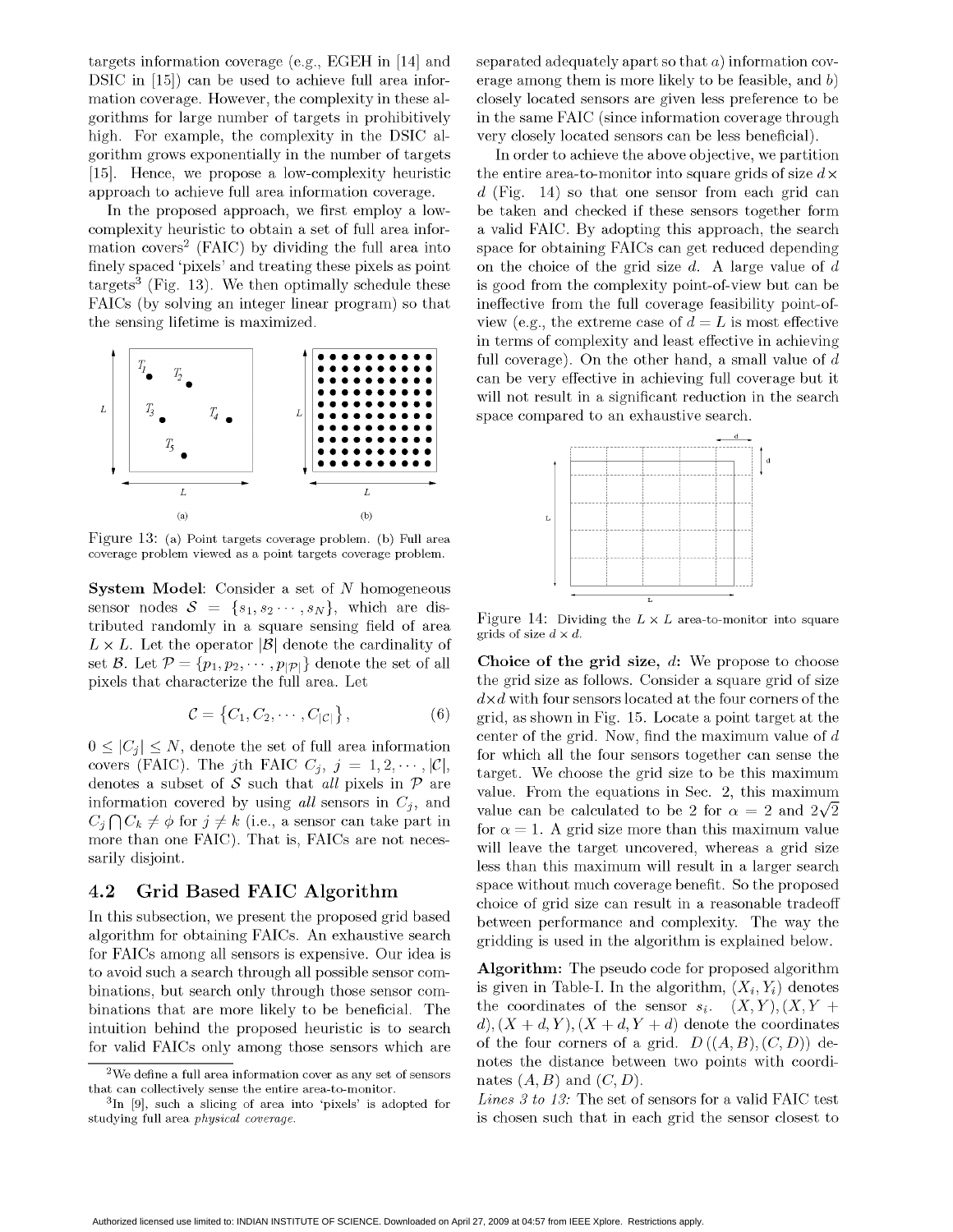targets information coverage (e.g., EGEH in [14] and DSIC in [15]) can be used to achieve full area information coverage. However, the complexity in these algorithms for large number of targets in prohibitively high. For example, the complexity in the DSIC algorithm grows exponentially in the number of targets [15]. Hence, we propose a low-complexity heuristic approach to achieve full area information coverage.

In the proposed approach, we first employ a low-complexity heuristic to obtain a set of full area information covers[2] (FAIC) by dividing the full area into finely spaced 'pixels' and treating these pixels as point targets[3] (Fig. 13). We then optimally schedule these FAICs (by solving an integer linear program) so that the sensing lifetime is maximized.

Figure 13: (a) Point targets coverage problem. (b) Full area coverage problem viewed as a point targets coverage problem.

**System Model**: Consider a set of $N$ homogeneous sensor nodes $\mathcal{S} = \{s_1, s_2 \cdots, s_N\}$, which are distributed randomly in a square sensing field of area $L \times L$. Let the operator $|\mathcal{B}|$ denote the cardinality of set $\mathcal{B}$. Let $\mathcal{P} = \{p_1, p_2, \cdots, p_{|\mathcal{P}|}\}$ denote the set of all pixels that characterize the full area. Let

$$\mathcal{C} = \{C_1, C_2, \cdots, C_{|\mathcal{C}|}\}, \tag{6}$$

$0 \leq |C_j| \leq N$, denote the set of full area information covers (FAIC). The $j$th FAIC $C_j$, $j = 1, 2, \cdots, |\mathcal{C}|$, denotes a subset of $\mathcal{S}$ such that *all* pixels in $\mathcal{P}$ are information covered by using *all* sensors in $C_j$, and $C_j \bigcap C_k \neq \phi$ for $j \neq k$ (i.e., a sensor can take part in more than one FAIC). That is, FAICs are not necessarily disjoint.

## 4.2 Grid Based FAIC Algorithm

In this subsection, we present the proposed grid based algorithm for obtaining FAICs. An exhaustive search for FAICs among all sensors is expensive. Our idea is to avoid such a search through all possible sensor combinations, but search only through those sensor combinations that are more likely to be beneficial. The intuition behind the proposed heuristic is to search for valid FAICs only among those sensors which are separated adequately apart so that *a*) information coverage among them is more likely to be feasible, and *b*) closely located sensors are given less preference to be in the same FAIC (since information coverage through very closely located sensors can be less beneficial).

[2] We define a full area information cover as any set of sensors that can collectively sense the entire area-to-monitor.

[3] In [9], such a slicing of area into 'pixels' is adopted for studying full area *physical coverage*.

In order to achieve the above objective, we partition the entire area-to-monitor into square grids of size $d \times d$ (Fig. 14) so that one sensor from each grid can be taken and checked if these sensors together form a valid FAIC. By adopting this approach, the search space for obtaining FAICs can get reduced depending on the choice of the grid size $d$. A large value of $d$ is good from the complexity point-of-view but can be ineffective from the full coverage feasibility point-of-view (e.g., the extreme case of $d = L$ is most effective in terms of complexity and least effective in achieving full coverage). On the other hand, a small value of $d$ can be very effective in achieving full coverage but it will not result in a significant reduction in the search space compared to an exhaustive search.

Figure 14: Dividing the $L \times L$ area-to-monitor into square grids of size $d \times d$.

**Choice of the grid size, $d$:** We propose to choose the grid size as follows. Consider a square grid of size $d \times d$ with four sensors located at the four corners of the grid, as shown in Fig. 15. Locate a point target at the center of the grid. Now, find the maximum value of $d$ for which all the four sensors together can sense the target. We choose the grid size to be this maximum value. From the equations in Sec. 2, this maximum value can be calculated to be 2 for $\alpha = 2$ and $2\sqrt{2}$ for $\alpha = 1$. A grid size more than this maximum value will leave the target uncovered, whereas a grid size less than this maximum will result in a larger search space without much coverage benefit. So the proposed choice of grid size can result in a reasonable tradeoff between performance and complexity. The way the gridding is used in the algorithm is explained below.

**Algorithm:** The pseudo code for proposed algorithm is given in Table-I. In the algorithm, $(X_i, Y_i)$ denotes the coordinates of the sensor $s_i$. $(X, Y), (X, Y + d), (X + d, Y), (X + d, Y + d)$ denote the coordinates of the four corners of a grid. $D((A, B), (C, D))$ denotes the distance between two points with coordinates $(A, B)$ and $(C, D)$.

*Lines 3 to 13:* The set of sensors for a valid FAIC test is chosen such that in each grid the sensor closest to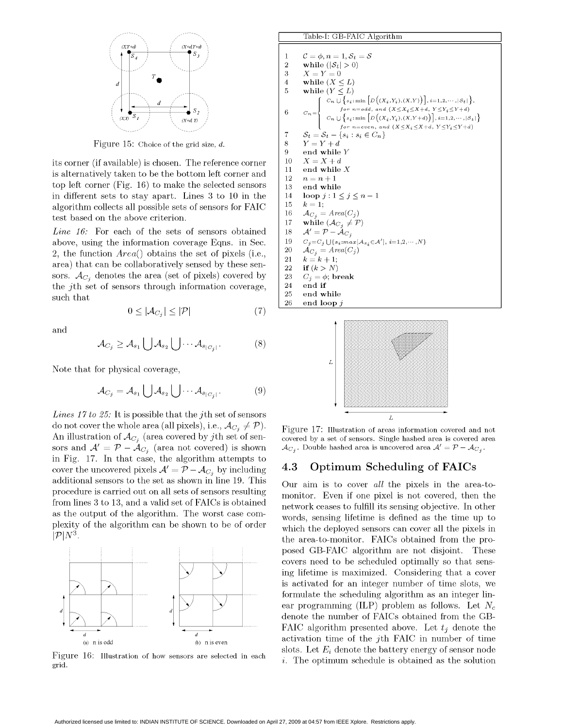Figure 15: Choice of the grid size, $d$.

its corner (if available) is chosen. The reference corner is alternatively taken to be the bottom left corner and top left corner (Fig. 16) to make the selected sensors in different sets to stay apart. Lines 3 to 10 in the algorithm collects all possible sets of sensors for FAIC test based on the above criterion.

*Line 16:* For each of the sets of sensors obtained above, using the information coverage Eqns. in Sec. 2, the function $Area()$ obtains the set of pixels (i.e., area) that can be collaboratively sensed by these sensors. $\mathcal{A}_{C_j}$ denotes the area (set of pixels) covered by the $j$th set of sensors through information coverage, such that

$$0 \leq |\mathcal{A}_{C_j}| \leq |\mathcal{P}| \tag{7}$$

and

$$\mathcal{A}_{C_j} \geq \mathcal{A}_{s_1} \bigcup \mathcal{A}_{s_2} \bigcup \cdots \mathcal{A}_{s_{|C_j|}}. \tag{8}$$

Note that for physical coverage,

$$\mathcal{A}_{C_j} = \mathcal{A}_{s_1} \bigcup \mathcal{A}_{s_2} \bigcup \cdots \mathcal{A}_{s_{|C_j|}}. \tag{9}$$

*Lines 17 to 25:* It is possible that the $j$th set of sensors do not cover the whole area (all pixels), i.e., $\mathcal{A}_{C_j} \neq \mathcal{P}$). An illustration of $\mathcal{A}_{C_j}$ (area covered by $j$th set of sensors and $\mathcal{A}' = \mathcal{P} - \mathcal{A}_{C_j}$ (area not covered) is shown in Fig. 17. In that case, the algorithm attempts to cover the uncovered pixels $\mathcal{A}' = \mathcal{P} - \mathcal{A}_{C_j}$ by including additional sensors to the set as shown in line 19. This procedure is carried out on all sets of sensors resulting from lines 3 to 13, and a valid set of FAICs is obtained as the output of the algorithm. The worst case complexity of the algorithm can be shown to be of order $|\mathcal{P}|N^3$.

Figure 16: Illustration of how sensors are selected in each grid.

Table-I: GB-FAIC Algorithm

```
1   C = φ, n = 1, S_t = S
2   while (|S_t| > 0)
3   X = Y = 0
4   while (X ≤ L)
5   while (Y ≤ L)
6   C_n = { C_n ∪ {s_i : min[D((X_i,Y_i),(X,Y))], i=1,2,...,|S_t|},
                 for n=odd, and (X≤X_i≤X+d, Y≤Y_i≤Y+d)
            C_n ∪ {s_i : min[D((X_i,Y_i),(X,Y+d))], i=1,2,...,|S_t|}
                 for n=even, and (X≤X_i≤X+d, Y≤Y_i≤Y+d) }
7   S_t = S_t − {s_i : s_i ∈ C_n}
8   Y = Y + d
9   end while Y
10  X = X + d
11  end while X
12  n = n + 1
13  end while
14  loop j : 1 ≤ j ≤ n − 1
15  k = 1;
16  A_{C_j} = Area(C_j)
17  while (A_{C_j} ≠ P)
18  A' = P − A_{C_j}
19  C_j = C_j ∪ {s_i : max[A_{s_i} ∈ A'], i=1,2,...,N}
20  A_{C_j} = Area(C_j)
21  k = k + 1;
22  if (k > N)
23  C_j = φ; break
24  end if
25  end while
26  end loop j
```

Figure 17: Illustration of areas information covered and not covered by a set of sensors. Single hashed area is covered area $\mathcal{A}_{C_j}$. Double hashed area is uncovered area $\mathcal{A}' = \mathcal{P} - \mathcal{A}_{C_j}$.

## 4.3 Optimum Scheduling of FAICs

Our aim is to cover *all* the pixels in the area-to-monitor. Even if one pixel is not covered, then the network ceases to fulfill its sensing objective. In other words, sensing lifetime is defined as the time up to which the deployed sensors can cover all the pixels in the area-to-monitor. FAICs obtained from the proposed GB-FAIC algorithm are not disjoint. These covers need to be scheduled optimally so that sensing lifetime is maximized. Considering that a cover is activated for an integer number of time slots, we formulate the scheduling algorithm as an integer linear programming (ILP) problem as follows. Let $N_c$ denote the number of FAICs obtained from the GB-FAIC algorithm presented above. Let $t_j$ denote the activation time of the $j$th FAIC in number of time slots. Let $E_i$ denote the battery energy of sensor node $i$. The optimum schedule is obtained as the solution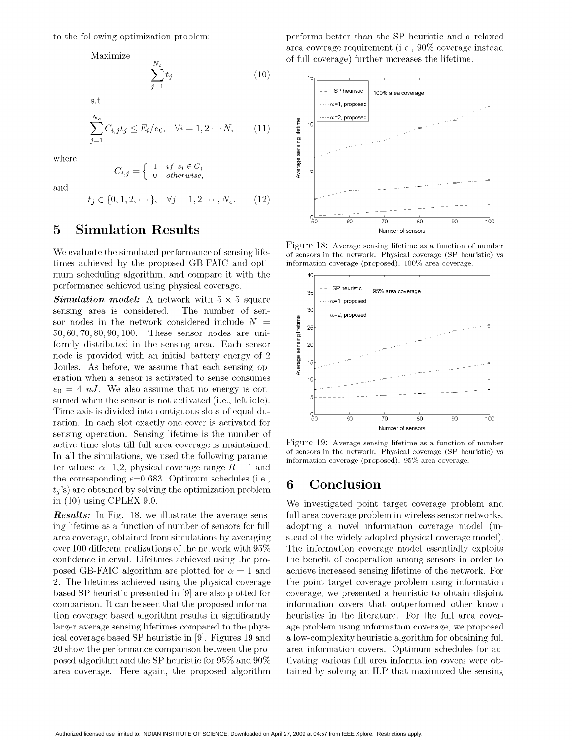to the following optimization problem:

Maximize

$$\sum_{j=1}^{N_c} t_j \tag{10}$$

s.t

$$\sum_{j=1}^{N_c} C_{i,j} t_j \leq E_i/e_0, \quad \forall i = 1, 2 \cdots N, \tag{11}$$

where

$$C_{i,j} = \begin{cases} 1 & if \ s_i \in C_j \\ 0 & otherwise, \end{cases}$$

and

$$t_j \in \{0, 1, 2, \cdots\}, \quad \forall j = 1, 2 \cdots, N_c. \tag{12}$$

# 5 Simulation Results

We evaluate the simulated performance of sensing lifetimes achieved by the proposed GB-FAIC and optimum scheduling algorithm, and compare it with the performance achieved using physical coverage.

***Simulation model:*** A network with $5 \times 5$ square sensing area is considered. The number of sensor nodes in the network considered include $N = 50, 60, 70, 80, 90, 100$. These sensor nodes are uniformly distributed in the sensing area. Each sensor node is provided with an initial battery energy of 2 Joules. As before, we assume that each sensing operation when a sensor is activated to sense consumes $e_0 = 4$ $nJ$. We also assume that no energy is consumed when the sensor is not activated (i.e., left idle). Time axis is divided into contiguous slots of equal duration. In each slot exactly one cover is activated for sensing operation. Sensing lifetime is the number of active time slots till full area coverage is maintained. In all the simulations, we used the following parameter values: $\alpha$=1,2, physical coverage range $R = 1$ and the corresponding $\epsilon$=0.683. Optimum schedules (i.e., $t_j$'s) are obtained by solving the optimization problem in (10) using CPLEX 9.0.

***Results:*** In Fig. 18, we illustrate the average sensing lifetime as a function of number of sensors for full area coverage, obtained from simulations by averaging over 100 different realizations of the network with 95% confidence interval. Lifeitmes achieved using the proposed GB-FAIC algorithm are plotted for $\alpha = 1$ and 2. The lifetimes achieved using the physical coverage based SP heuristic presented in [9] are also plotted for comparison. It can be seen that the proposed information coverage based algorithm results in significantly larger average sensing lifetimes compared to the physical coverage based SP heuristic in [9]. Figures 19 and 20 show the performance comparison between the proposed algorithm and the SP heuristic for 95% and 90% area coverage. Here again, the proposed algorithm performs better than the SP heuristic and a relaxed area coverage requirement (i.e., 90% coverage instead of full coverage) further increases the lifetime.

Figure 18: Average sensing lifetime as a function of number of sensors in the network. Physical coverage (SP heuristic) vs information coverage (proposed). 100% area coverage.

Figure 19: Average sensing lifetime as a function of number of sensors in the network. Physical coverage (SP heuristic) vs information coverage (proposed). 95% area coverage.

# 6 Conclusion

We investigated point target coverage problem and full area coverage problem in wireless sensor networks, adopting a novel information coverage model (instead of the widely adopted physical coverage model). The information coverage model essentially exploits the benefit of cooperation among sensors in order to achieve increased sensing lifetime of the network. For the point target coverage problem using information coverage, we presented a heuristic to obtain disjoint information covers that outperformed other known heuristics in the literature. For the full area coverage problem using information coverage, we proposed a low-complexity heuristic algorithm for obtaining full area information covers. Optimum schedules for activating various full area information covers were obtained by solving an ILP that maximized the sensing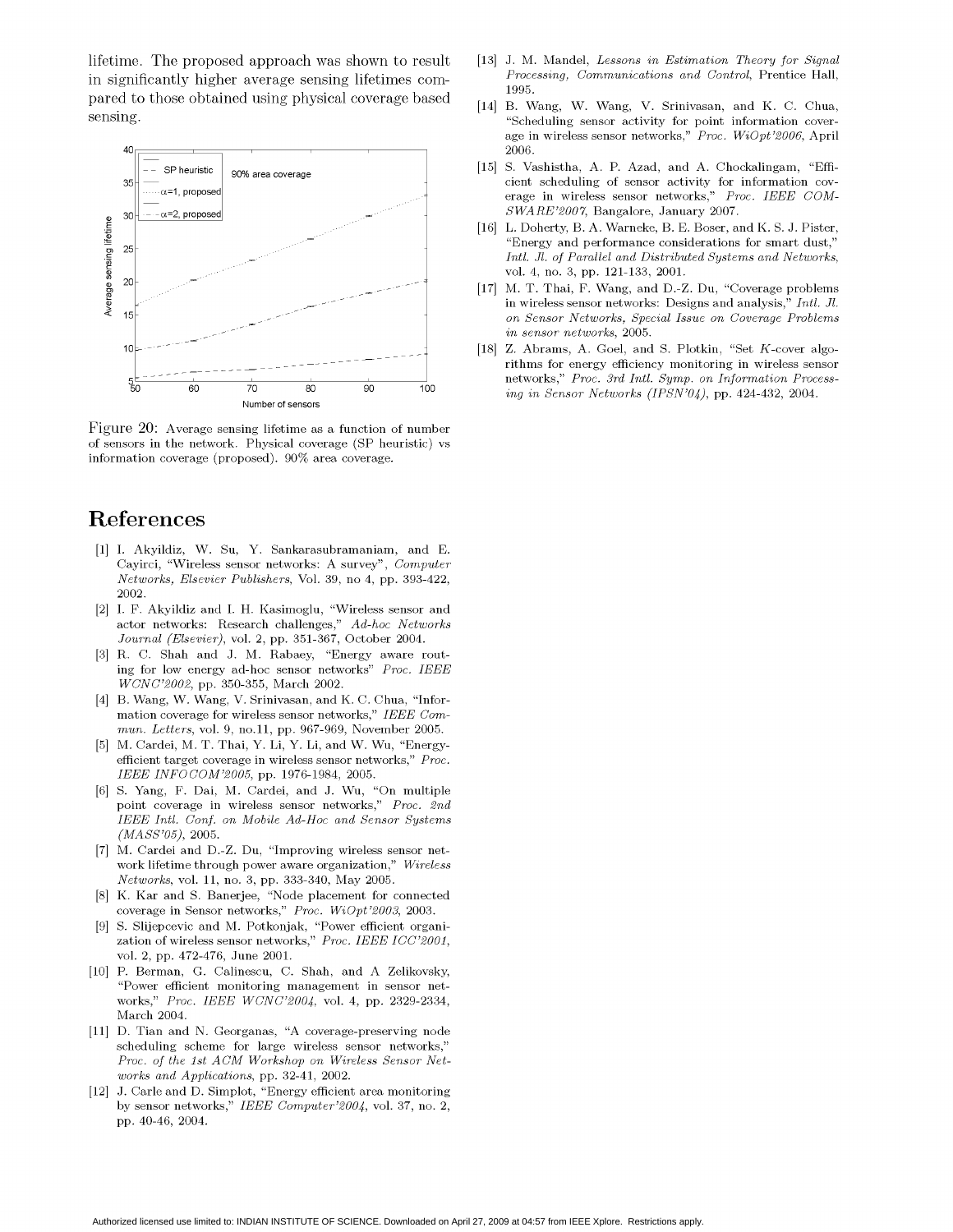lifetime. The proposed approach was shown to result in significantly higher average sensing lifetimes compared to those obtained using physical coverage based sensing.

SP heuristic

$\alpha$=1, proposed

$\alpha$=2, proposed

90% area coverage

Average sensing lifetime

Number of sensors

5
10
15
20
25
30
35
40

50
60
70
80
90
100

Figure 20: Average sensing lifetime as a function of number of sensors in the network. Physical coverage (SP heuristic) vs information coverage (proposed). 90% area coverage.

# References

[1] I. Akyildiz, W. Su, Y. Sankarasubramaniam, and E. Cayirci, "Wireless sensor networks: A survey", *Computer Networks, Elsevier Publishers*, Vol. 39, no 4, pp. 393-422, 2002.

[2] I. F. Akyildiz and I. H. Kasimoglu, "Wireless sensor and actor networks: Research challenges," *Ad-hoc Networks Journal (Elsevier)*, vol. 2, pp. 351-367, October 2004.

[3] R. C. Shah and J. M. Rabaey, "Energy aware routing for low energy ad-hoc sensor networks" *Proc. IEEE WCNC'2002*, pp. 350-355, March 2002.

[4] B. Wang, W. Wang, V. Srinivasan, and K. C. Chua, "Information coverage for wireless sensor networks," *IEEE Commun. Letters*, vol. 9, no.11, pp. 967-969, November 2005.

[5] M. Cardei, M. T. Thai, Y. Li, Y. Li, and W. Wu, "Energy-efficient target coverage in wireless sensor networks," *Proc. IEEE INFOCOM'2005*, pp. 1976-1984, 2005.

[6] S. Yang, F. Dai, M. Cardei, and J. Wu, "On multiple point coverage in wireless sensor networks," *Proc. 2nd IEEE Intl. Conf. on Mobile Ad-Hoc and Sensor Systems (MASS'05)*, 2005.

[7] M. Cardei and D.-Z. Du, "Improving wireless sensor network lifetime through power aware organization," *Wireless Networks*, vol. 11, no. 3, pp. 333-340, May 2005.

[8] K. Kar and S. Banerjee, "Node placement for connected coverage in Sensor networks," *Proc. WiOpt'2003*, 2003.

[9] S. Slijepcevic and M. Potkonjak, "Power efficient organization of wireless sensor networks," *Proc. IEEE ICC'2001*, vol. 2, pp. 472-476, June 2001.

[10] P. Berman, G. Calinescu, C. Shah, and A Zelikovsky, "Power efficient monitoring management in sensor networks," *Proc. IEEE WCNC'2004*, vol. 4, pp. 2329-2334, March 2004.

[11] D. Tian and N. Georganas, "A coverage-preserving node scheduling scheme for large wireless sensor networks," *Proc. of the 1st ACM Workshop on Wireless Sensor Networks and Applications*, pp. 32-41, 2002.

[12] J. Carle and D. Simplot, "Energy efficient area monitoring by sensor networks," *IEEE Computer'2004*, vol. 37, no. 2, pp. 40-46, 2004.

[13] J. M. Mandel, *Lessons in Estimation Theory for Signal Processing, Communications and Control*, Prentice Hall, 1995.

[14] B. Wang, W. Wang, V. Srinivasan, and K. C. Chua, "Scheduling sensor activity for point information coverage in wireless sensor networks," *Proc. WiOpt'2006*, April 2006.

[15] S. Vashistha, A. P. Azad, and A. Chockalingam, "Efficient scheduling of sensor activity for information coverage in wireless sensor networks," *Proc. IEEE COMSWARE'2007*, Bangalore, January 2007.

[16] L. Doherty, B. A. Warneke, B. E. Boser, and K. S. J. Pister, "Energy and performance considerations for smart dust," *Intl. Jl. of Parallel and Distributed Systems and Networks*, vol. 4, no. 3, pp. 121-133, 2001.

[17] M. T. Thai, F. Wang, and D.-Z. Du, "Coverage problems in wireless sensor networks: Designs and analysis," *Intl. Jl. on Sensor Networks, Special Issue on Coverage Problems in sensor networks*, 2005.

[18] Z. Abrams, A. Goel, and S. Plotkin, "Set $K$-cover algorithms for energy efficiency monitoring in wireless sensor networks," *Proc. 3rd Intl. Symp. on Information Processing in Sensor Networks (IPSN'04)*, pp. 424-432, 2004.